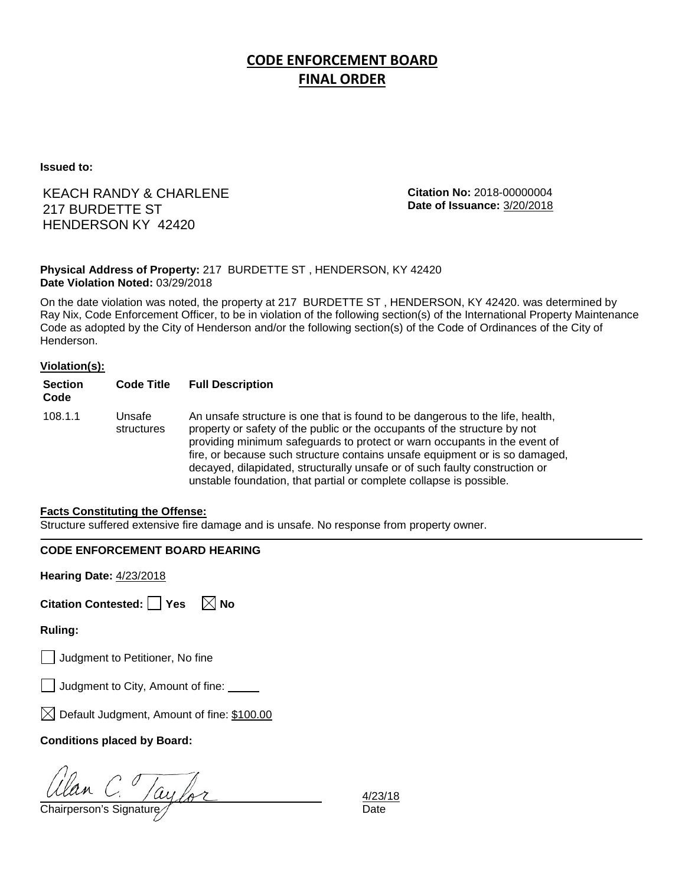# CODE ENFORCEMENT BOARD
# FINAL ORDER

**Issued to:**

KEACH RANDY & CHARLENE
217 BURDETTE ST
HENDERSON KY 42420

**Citation No:** 2018-00000004
**Date of Issuance:** 3/20/2018

**Physical Address of Property:** 217 BURDETTE ST , HENDERSON, KY 42420
**Date Violation Noted:** 03/29/2018

On the date violation was noted, the property at 217 BURDETTE ST , HENDERSON, KY 42420. was determined by Ray Nix, Code Enforcement Officer, to be in violation of the following section(s) of the International Property Maintenance Code as adopted by the City of Henderson and/or the following section(s) of the Code of Ordinances of the City of Henderson.

**Violation(s):**

| Section Code | Code Title | Full Description |
|---|---|---|
| 108.1.1 | Unsafe structures | An unsafe structure is one that is found to be dangerous to the life, health, property or safety of the public or the occupants of the structure by not providing minimum safeguards to protect or warn occupants in the event of fire, or because such structure contains unsafe equipment or is so damaged, decayed, dilapidated, structurally unsafe or of such faulty construction or unstable foundation, that partial or complete collapse is possible. |

**Facts Constituting the Offense:**
Structure suffered extensive fire damage and is unsafe. No response from property owner.

**CODE ENFORCEMENT BOARD HEARING**

**Hearing Date:** 4/23/2018

**Citation Contested:** ☐ Yes ☒ No

**Ruling:**

☐ Judgment to Petitioner, No fine

☐ Judgment to City, Amount of fine: _____

☒ Default Judgment, Amount of fine: $100.00

**Conditions placed by Board:**

Alan C. Taylor
Chairperson's Signature

4/23/18
Date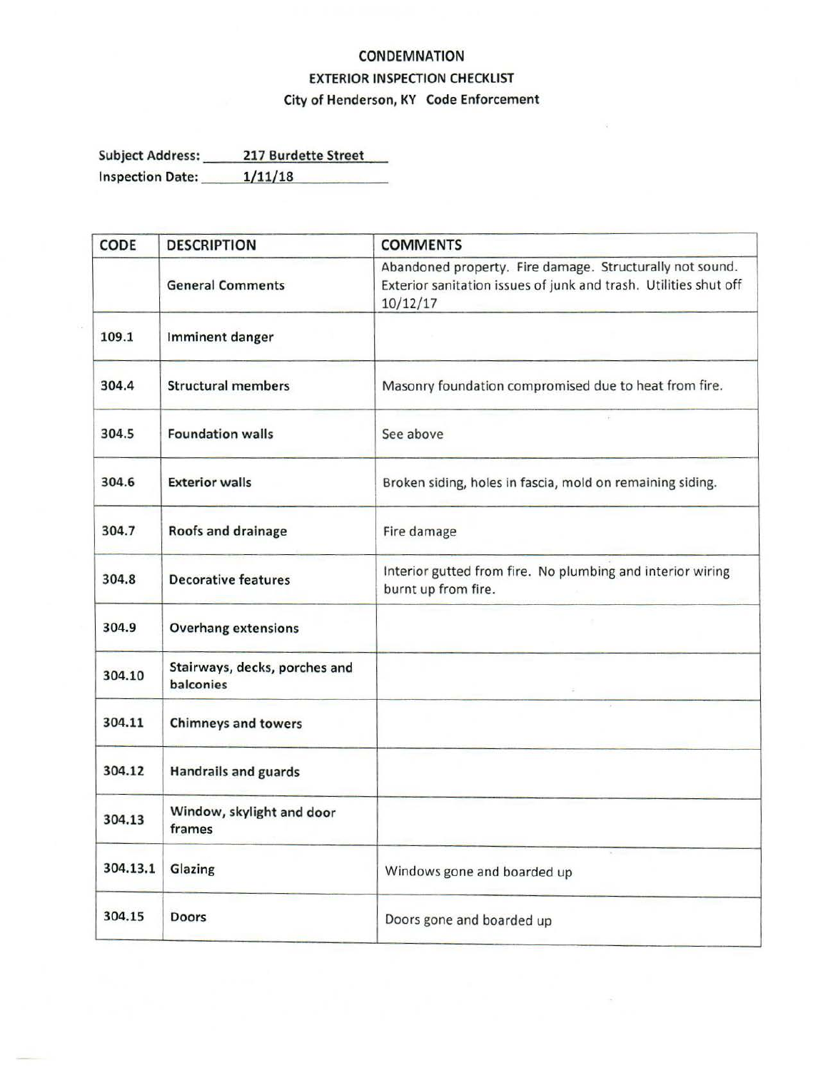# CONDEMNATION

## EXTERIOR INSPECTION CHECKLIST

### City of Henderson, KY Code Enforcement

**Subject Address:** 217 Burdette Street

**Inspection Date:** 1/11/18

| CODE | DESCRIPTION | COMMENTS |
|---|---|---|
| | General Comments | Abandoned property. Fire damage. Structurally not sound. Exterior sanitation issues of junk and trash. Utilities shut off 10/12/17 |
| 109.1 | Imminent danger | |
| 304.4 | Structural members | Masonry foundation compromised due to heat from fire. |
| 304.5 | Foundation walls | See above |
| 304.6 | Exterior walls | Broken siding, holes in fascia, mold on remaining siding. |
| 304.7 | Roofs and drainage | Fire damage |
| 304.8 | Decorative features | Interior gutted from fire. No plumbing and interior wiring burnt up from fire. |
| 304.9 | Overhang extensions | |
| 304.10 | Stairways, decks, porches and balconies | |
| 304.11 | Chimneys and towers | |
| 304.12 | Handrails and guards | |
| 304.13 | Window, skylight and door frames | |
| 304.13.1 | Glazing | Windows gone and boarded up |
| 304.15 | Doors | Doors gone and boarded up |